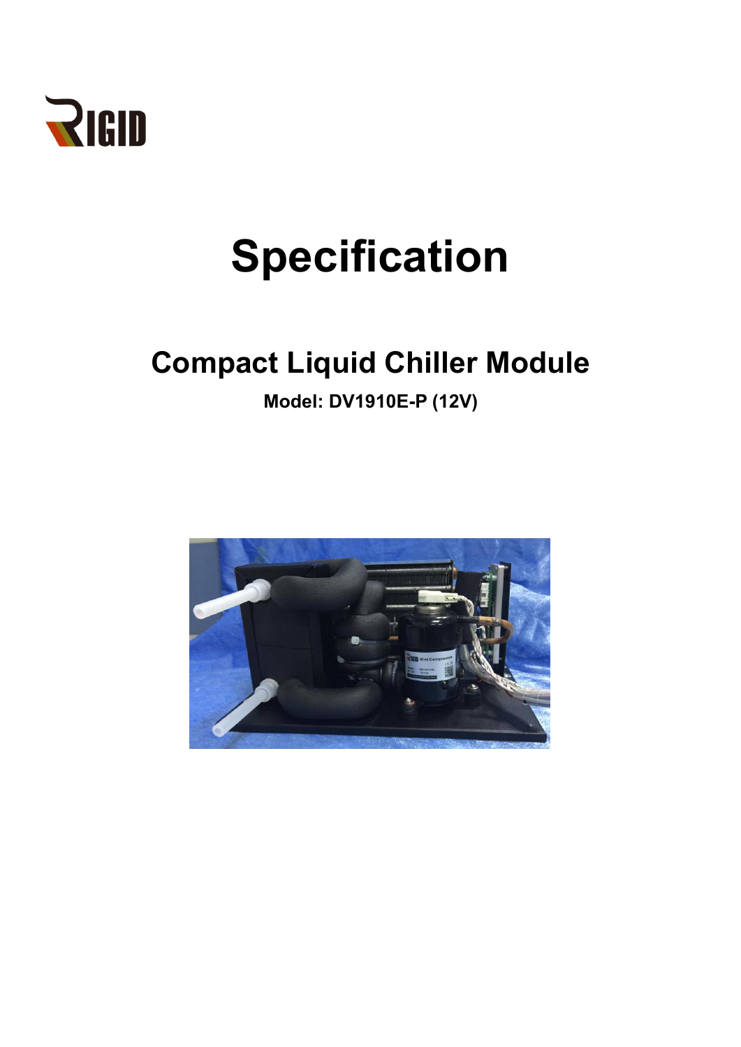RIGID

# Specification

## Compact Liquid Chiller Module

**Model: DV1910E-P (12V)**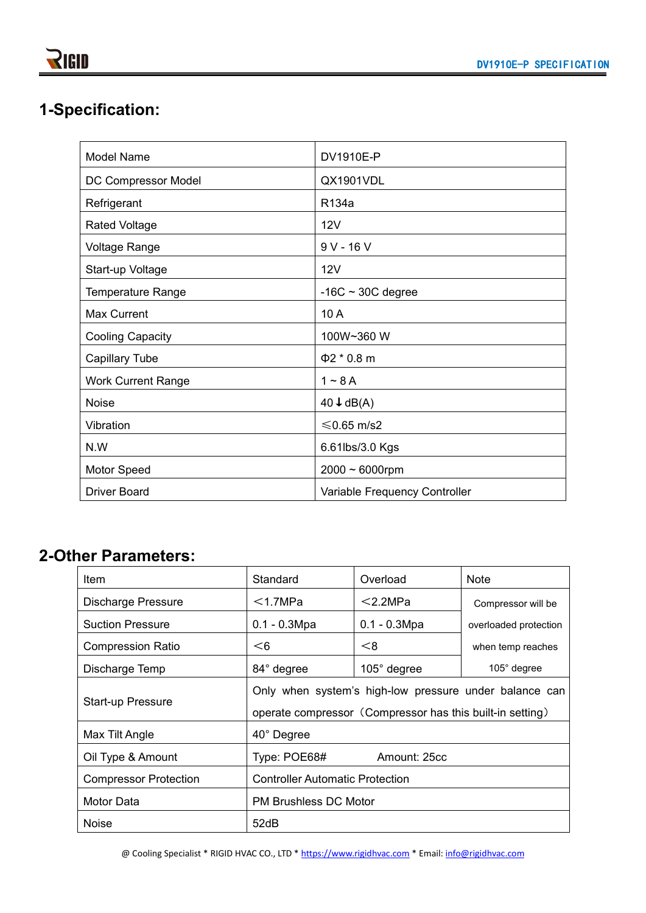## 1-Specification:

| Model Name | DV1910E-P |
|---|---|
| DC Compressor Model | QX1901VDL |
| Refrigerant | R134a |
| Rated Voltage | 12V |
| Voltage Range | 9 V - 16 V |
| Start-up Voltage | 12V |
| Temperature Range | -16C ~ 30C degree |
| Max Current | 10 A |
| Cooling Capacity | 100W~360 W |
| Capillary Tube | Φ2 * 0.8 m |
| Work Current Range | 1 ~ 8 A |
| Noise | 40↓dB(A) |
| Vibration | ≤0.65 m/s2 |
| N.W | 6.61lbs/3.0 Kgs |
| Motor Speed | 2000 ~ 6000rpm |
| Driver Board | Variable Frequency Controller |

## 2-Other Parameters:

| Item | Standard | Overload | Note |
|---|---|---|---|
| Discharge Pressure | <1.7MPa | <2.2MPa | Compressor will be overloaded protection when temp reaches 105° degree |
| Suction Pressure | 0.1 - 0.3Mpa | 0.1 - 0.3Mpa | |
| Compression Ratio | <6 | <8 | |
| Discharge Temp | 84° degree | 105° degree | |
| Start-up Pressure | Only when system's high-low pressure under balance can operate compressor（Compressor has this built-in setting） | | |
| Max Tilt Angle | 40° Degree | | |
| Oil Type & Amount | Type: POE68# Amount: 25cc | | |
| Compressor Protection | Controller Automatic Protection | | |
| Motor Data | PM Brushless DC Motor | | |
| Noise | 52dB | | |

@ Cooling Specialist * RIGID HVAC CO., LTD * https://www.rigidhvac.com * Email: info@rigidhvac.com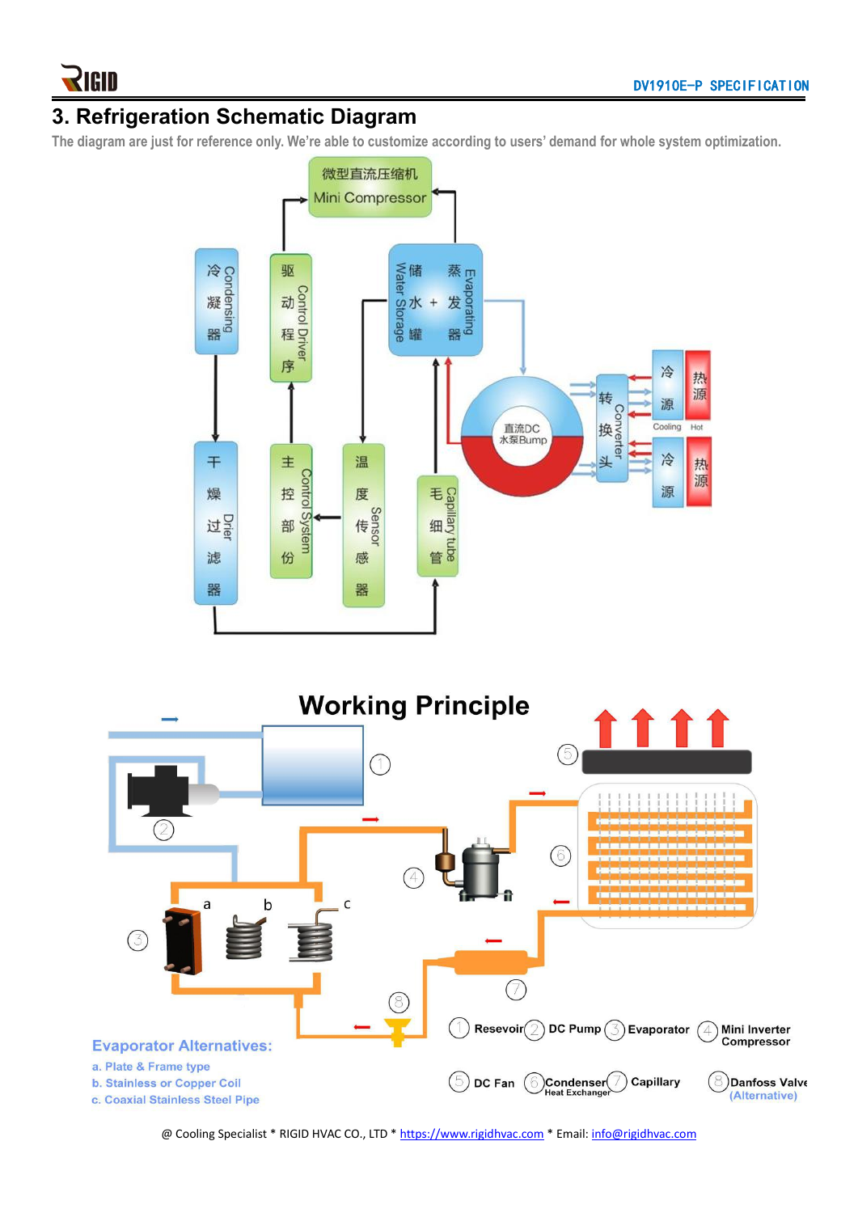## 3. Refrigeration Schematic Diagram

The diagram are just for reference only. We're able to customize according to users' demand for whole system optimization.

微型直流压缩机 Mini Compressor

冷凝器 Condensing

驱动程序 Control Driver

储水+蒸发器 Water Storage + Evaporating

干燥过滤器 Drier

主控部份 Control System

温度传感器 Sensor

毛细管 Capillary tube

直流DC 水泵Bump

转换头 Converter

冷源 Cooling

热源 Hot

## Working Principle

Evaporator Alternatives:

a. Plate & Frame type

b. Stainless or Copper Coil

c. Coaxial Stainless Steel Pipe

① Resevoir ② DC Pump ③ Evaporator ④ Mini Inverter Compressor

⑤ DC Fan ⑥ Condenser Heat Exchanger ⑦ Capillary ⑧ Danfoss Valve (Alternative)

@ Cooling Specialist * RIGID HVAC CO., LTD * https://www.rigidhvac.com * Email: info@rigidhvac.com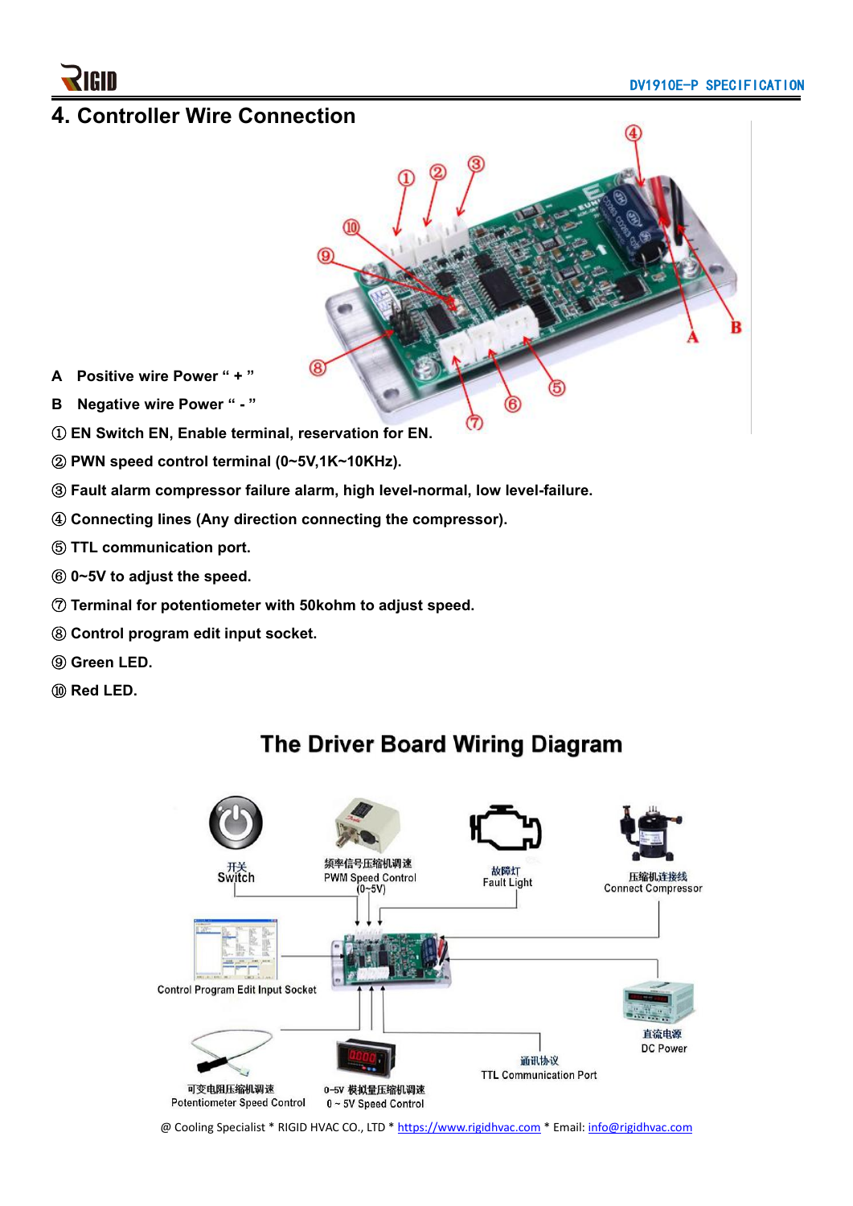## 4. Controller Wire Connection

**A Positive wire Power " + "**

**B Negative wire Power " - "**

**① EN Switch EN, Enable terminal, reservation for EN.**

**② PWN speed control terminal (0~5V,1K~10KHz).**

**③ Fault alarm compressor failure alarm, high level-normal, low level-failure.**

**④ Connecting lines (Any direction connecting the compressor).**

**⑤ TTL communication port.**

**⑥ 0~5V to adjust the speed.**

**⑦ Terminal for potentiometer with 50kohm to adjust speed.**

**⑧ Control program edit input socket.**

**⑨ Green LED.**

**⑩ Red LED.**

### The Driver Board Wiring Diagram

开关
Switch

频率信号压缩机调速
PWM Speed Control
(0~5V)

故障灯
Fault Light

压缩机连接线
Connect Compressor

Control Program Edit Input Socket

直流电源
DC Power

通讯协议
TTL Communication Port

可变电阻压缩机调速
Potentiometer Speed Control

0~5V 模拟量压缩机调速
0 ~ 5V Speed Control

@ Cooling Specialist * RIGID HVAC CO., LTD * https://www.rigidhvac.com * Email: info@rigidhvac.com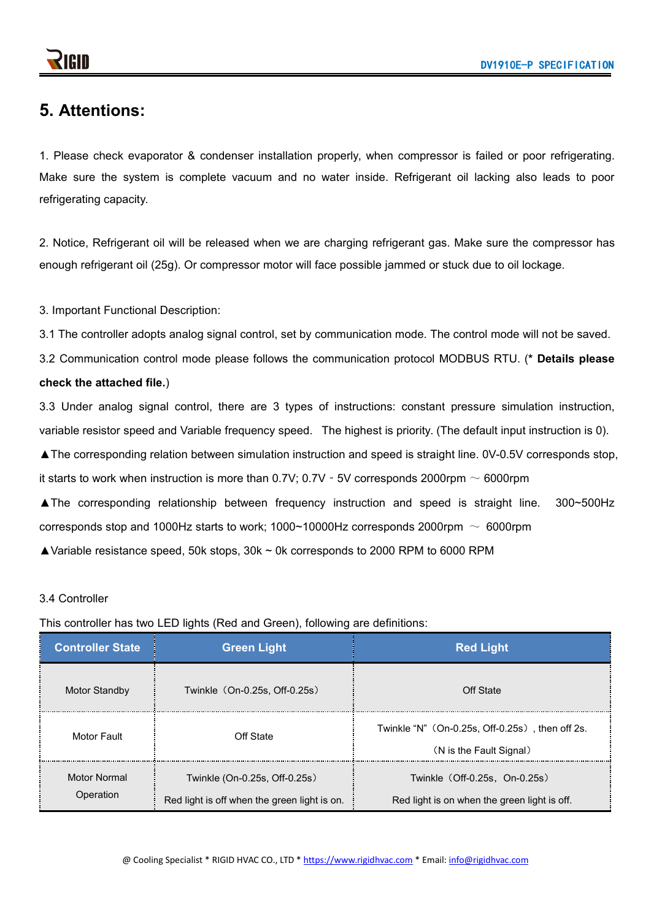## 5. Attentions:

1. Please check evaporator & condenser installation properly, when compressor is failed or poor refrigerating. Make sure the system is complete vacuum and no water inside. Refrigerant oil lacking also leads to poor refrigerating capacity.

2. Notice, Refrigerant oil will be released when we are charging refrigerant gas. Make sure the compressor has enough refrigerant oil (25g). Or compressor motor will face possible jammed or stuck due to oil lockage.

3. Important Functional Description:

3.1 The controller adopts analog signal control, set by communication mode. The control mode will not be saved.

3.2 Communication control mode please follows the communication protocol MODBUS RTU. (* **Details please check the attached file.**)

3.3 Under analog signal control, there are 3 types of instructions: constant pressure simulation instruction, variable resistor speed and Variable frequency speed. The highest is priority. (The default input instruction is 0).

▲The corresponding relation between simulation instruction and speed is straight line. 0V-0.5V corresponds stop, it starts to work when instruction is more than 0.7V; 0.7V - 5V corresponds 2000rpm ～ 6000rpm

▲The corresponding relationship between frequency instruction and speed is straight line. 300~500Hz corresponds stop and 1000Hz starts to work; 1000~10000Hz corresponds 2000rpm ～ 6000rpm

▲Variable resistance speed, 50k stops, 30k ~ 0k corresponds to 2000 RPM to 6000 RPM

3.4 Controller

This controller has two LED lights (Red and Green), following are definitions:

| Controller State | Green Light | Red Light |
|---|---|---|
| Motor Standby | Twinkle（On-0.25s, Off-0.25s） | Off State |
| Motor Fault | Off State | Twinkle “N”（On-0.25s, Off-0.25s）, then off 2s. （N is the Fault Signal） |
| Motor Normal Operation | Twinkle (On-0.25s, Off-0.25s） Red light is off when the green light is on. | Twinkle（Off-0.25s，On-0.25s） Red light is on when the green light is off. |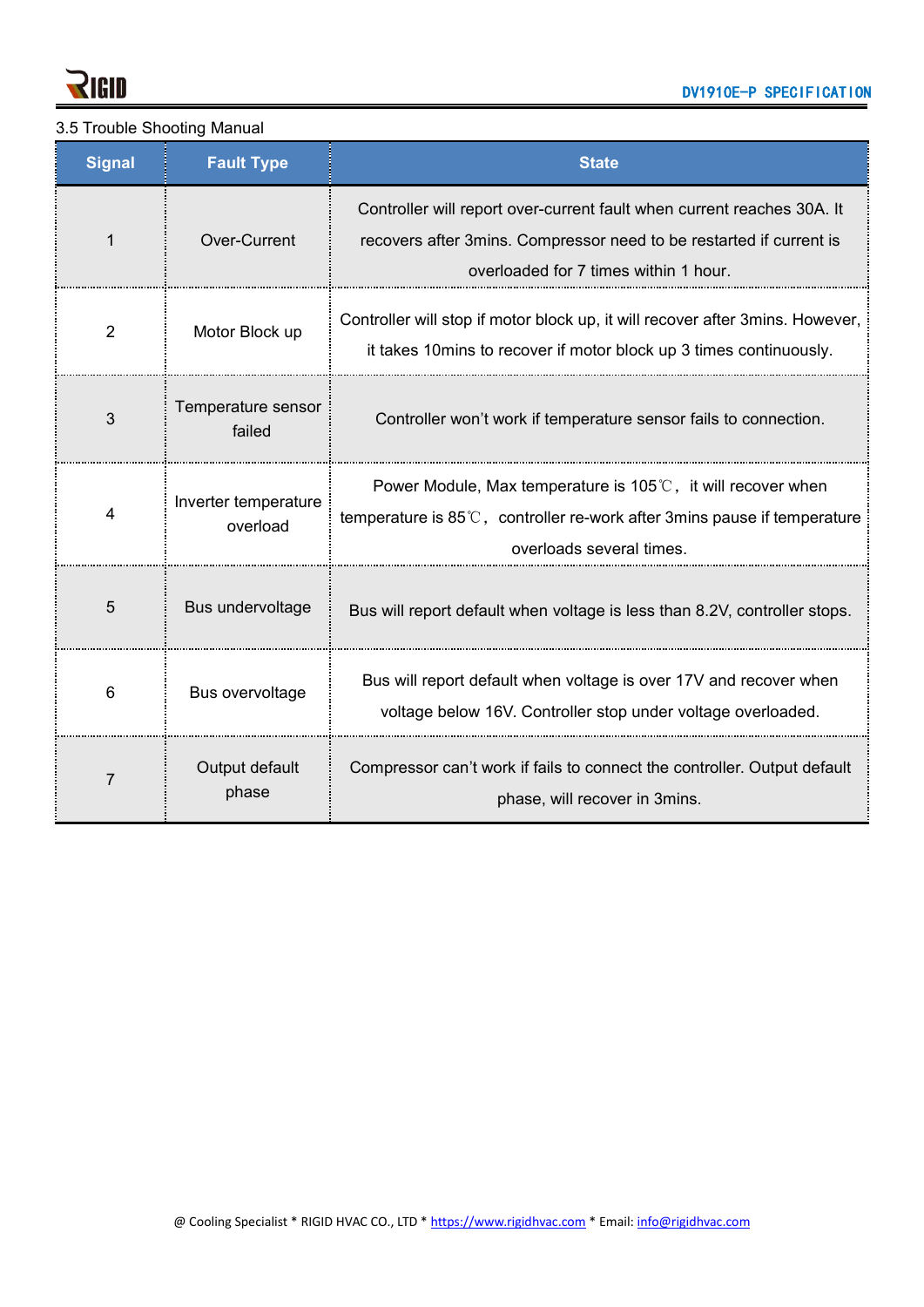3.5 Trouble Shooting Manual

| Signal | Fault Type | State |
|---|---|---|
| 1 | Over-Current | Controller will report over-current fault when current reaches 30A. It recovers after 3mins. Compressor need to be restarted if current is overloaded for 7 times within 1 hour. |
| 2 | Motor Block up | Controller will stop if motor block up, it will recover after 3mins. However, it takes 10mins to recover if motor block up 3 times continuously. |
| 3 | Temperature sensor failed | Controller won't work if temperature sensor fails to connection. |
| 4 | Inverter temperature overload | Power Module, Max temperature is 105℃, it will recover when temperature is 85℃, controller re-work after 3mins pause if temperature overloads several times. |
| 5 | Bus undervoltage | Bus will report default when voltage is less than 8.2V, controller stops. |
| 6 | Bus overvoltage | Bus will report default when voltage is over 17V and recover when voltage below 16V. Controller stop under voltage overloaded. |
| 7 | Output default phase | Compressor can't work if fails to connect the controller. Output default phase, will recover in 3mins. |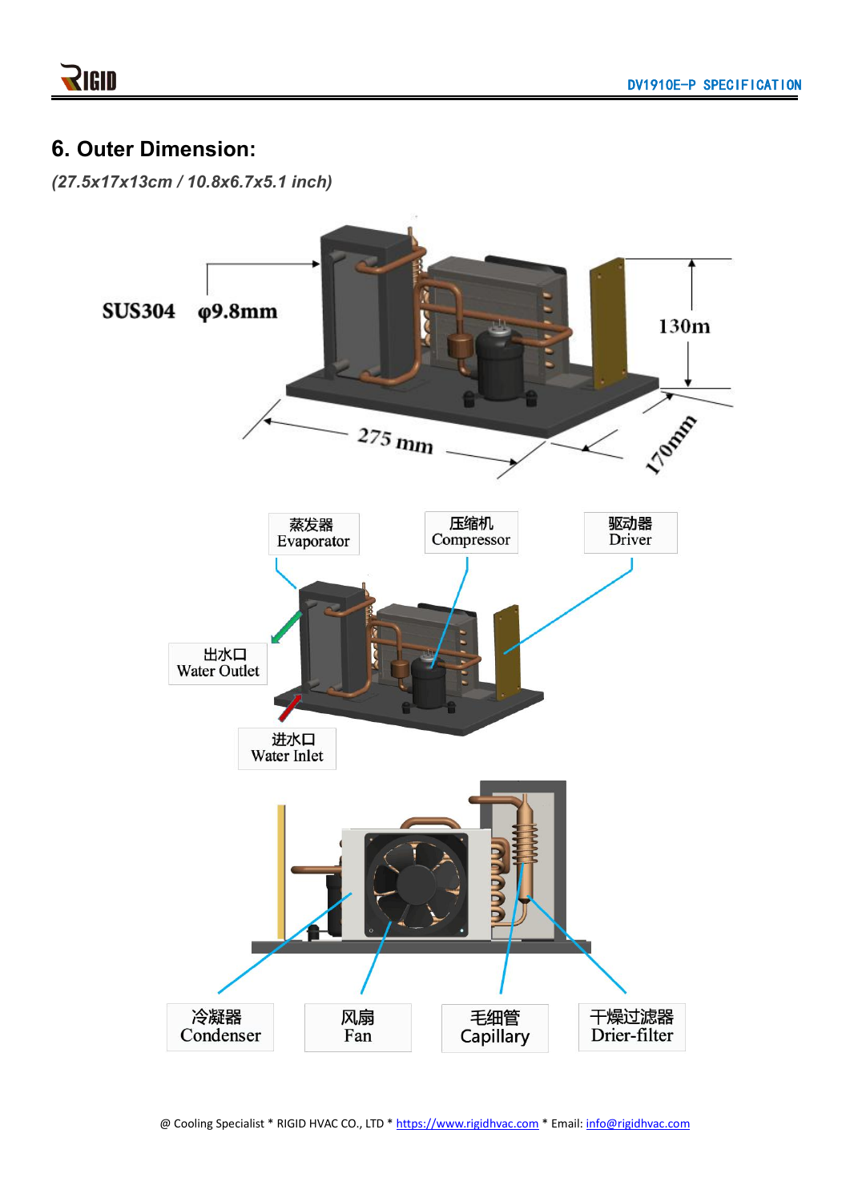## 6. Outer Dimension:

*(27.5x17x13cm / 10.8x6.7x5.1 inch)*

SUS304 φ9.8mm

130m

275 mm

170mm

蒸发器
Evaporator

压缩机
Compressor

驱动器
Driver

出水口
Water Outlet

进水口
Water Inlet

冷凝器
Condenser

风扇
Fan

毛细管
Capillary

干燥过滤器
Drier-filter

@ Cooling Specialist * RIGID HVAC CO., LTD * https://www.rigidhvac.com * Email: info@rigidhvac.com